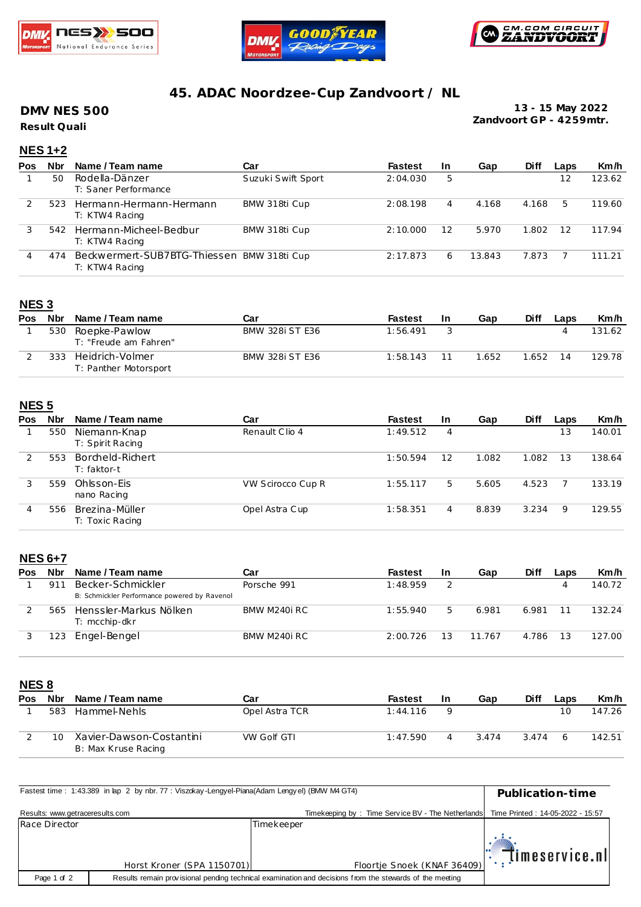# 45. ADAC Noordzee-Cup Zandvoort / NL

**DMV NES 500**

**Result Quali**

**13 - 15 May 2022**
**Zandvoort GP - 4259mtr.**

## NES 1+2

| Pos | Nbr | Name / Team name | Car | Fastest | In | Gap | Diff | Laps | Km/h |
|---|---|---|---|---|---|---|---|---|---|
| 1 | 50 | Rodella-Dänzer<br>T: Saner Performance | Suzuki Swift Sport | 2:04.030 | 5 | | | 12 | 123.62 |
| 2 | 523 | Hermann-Hermann-Hermann<br>T: KTW4 Racing | BMW 318ti Cup | 2:08.198 | 4 | 4.168 | 4.168 | 5 | 119.60 |
| 3 | 542 | Hermann-Micheel-Bedbur<br>T: KTW4 Racing | BMW 318ti Cup | 2:10.000 | 12 | 5.970 | 1.802 | 12 | 117.94 |
| 4 | 474 | Beckwermert-SUB7BTG-Thiessen<br>T: KTW4 Racing | BMW 318ti Cup | 2:17.873 | 6 | 13.843 | 7.873 | 7 | 111.21 |

## NES 3

| Pos | Nbr | Name / Team name | Car | Fastest | In | Gap | Diff | Laps | Km/h |
|---|---|---|---|---|---|---|---|---|---|
| 1 | 530 | Roepke-Pawlow<br>T: "Freude am Fahren" | BMW 328i ST E36 | 1:56.491 | 3 | | | 4 | 131.62 |
| 2 | 333 | Heidrich-Volmer<br>T: Panther Motorsport | BMW 328i ST E36 | 1:58.143 | 11 | 1.652 | 1.652 | 14 | 129.78 |

## NES 5

| Pos | Nbr | Name / Team name | Car | Fastest | In | Gap | Diff | Laps | Km/h |
|---|---|---|---|---|---|---|---|---|---|
| 1 | 550 | Niemann-Knap<br>T: Spirit Racing | Renault Clio 4 | 1:49.512 | 4 | | | 13 | 140.01 |
| 2 | 553 | Borcheld-Richert<br>T: faktor-t | | 1:50.594 | 12 | 1.082 | 1.082 | 13 | 138.64 |
| 3 | 559 | Ohlsson-Eis<br>nano Racing | VW Scirocco Cup R | 1:55.117 | 5 | 5.605 | 4.523 | 7 | 133.19 |
| 4 | 556 | Brezina-Müller<br>T: Toxic Racing | Opel Astra Cup | 1:58.351 | 4 | 8.839 | 3.234 | 9 | 129.55 |

## NES 6+7

| Pos | Nbr | Name / Team name | Car | Fastest | In | Gap | Diff | Laps | Km/h |
|---|---|---|---|---|---|---|---|---|---|
| 1 | 911 | Becker-Schmickler<br>B: Schmickler Performance powered by Ravenol | Porsche 991 | 1:48.959 | 2 | | | 4 | 140.72 |
| 2 | 565 | Henssler-Markus Nölken<br>T: mcchip-dkr | BMW M240i RC | 1:55.940 | 5 | 6.981 | 6.981 | 11 | 132.24 |
| 3 | 123 | Engel-Bengel | BMW M240i RC | 2:00.726 | 13 | 11.767 | 4.786 | 13 | 127.00 |

## NES 8

| Pos | Nbr | Name / Team name | Car | Fastest | In | Gap | Diff | Laps | Km/h |
|---|---|---|---|---|---|---|---|---|---|
| 1 | 583 | Hammel-Nehls | Opel Astra TCR | 1:44.116 | 9 | | | 10 | 147.26 |
| 2 | 10 | Xavier-Dawson-Costantini<br>B: Max Kruse Racing | VW Golf GTI | 1:47.590 | 4 | 3.474 | 3.474 | 6 | 142.51 |

Fastest time : 1:43.389 in lap 2 by nbr. 77 : Viszokay-Lengyel-Piana(Adam Lengyel) (BMW M4 GT4)

**Publication-time**

Results: www.getraceresults.com

Timekeeping by : Time Service BV - The Netherlands

Time Printed : 14-05-2022 - 15:57

| Race Director | Timekeeper |
|---|---|
| Horst Kroner (SPA 1150701) | Floortje Snoek (KNAF 36409) |

Results remain provisional pending technical examination and decisions from the stewards of the meeting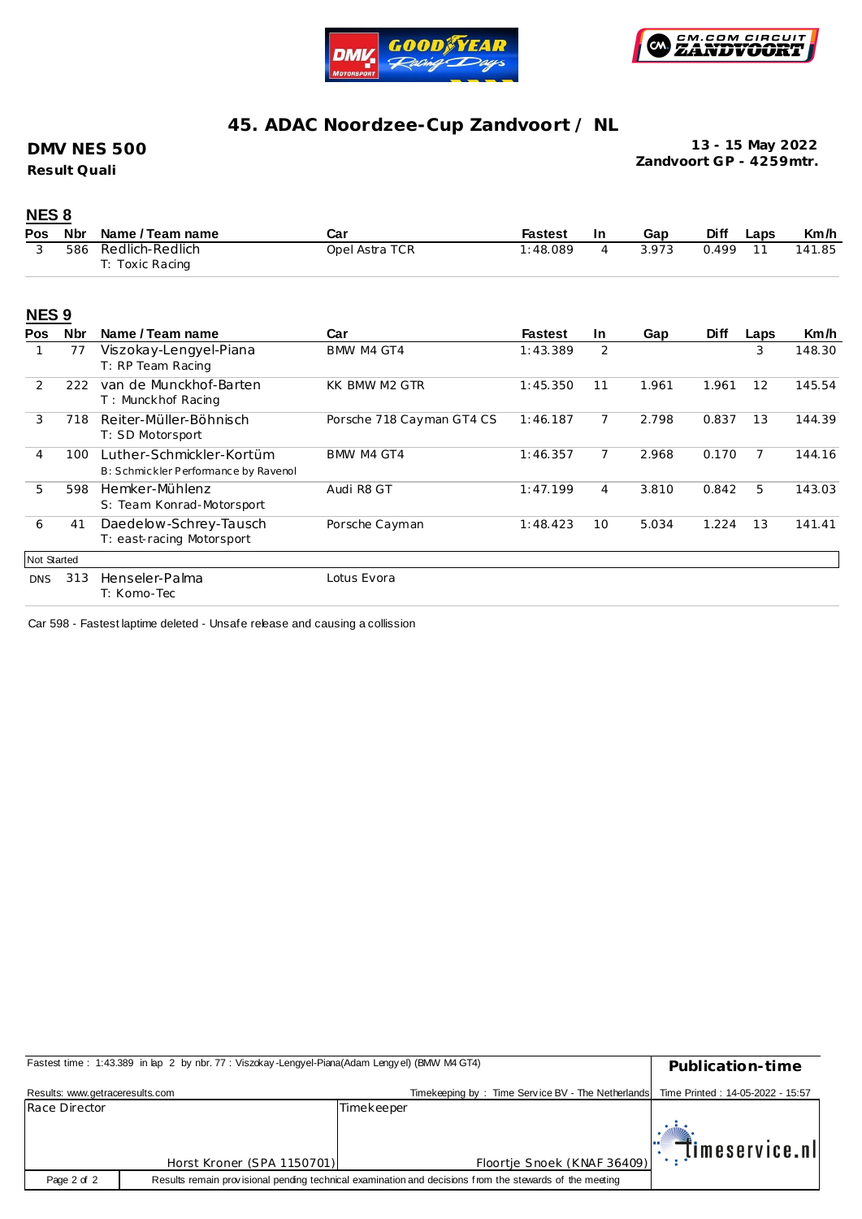# 45. ADAC Noordzee-Cup Zandvoort / NL

**DMV NES 500**

**Result Quali**

**13 - 15 May 2022**
**Zandvoort GP - 4259mtr.**

## NES 8

| Pos | Nbr | Name / Team name | Car | Fastest | In | Gap | Diff | Laps | Km/h |
|---|---|---|---|---|---|---|---|---|---|
| 3 | 586 | Redlich-Redlich<br>T: Toxic Racing | Opel Astra TCR | 1:48.089 | 4 | 3.973 | 0.499 | 11 | 141.85 |

## NES 9

| Pos | Nbr | Name / Team name | Car | Fastest | In | Gap | Diff | Laps | Km/h |
|---|---|---|---|---|---|---|---|---|---|
| 1 | 77 | Viszokay-Lengyel-Piana<br>T: RP Team Racing | BMW M4 GT4 | 1:43.389 | 2 | | | 3 | 148.30 |
| 2 | 222 | van de Munckhof-Barten<br>T : Munckhof Racing | KK BMW M2 GTR | 1:45.350 | 11 | 1.961 | 1.961 | 12 | 145.54 |
| 3 | 718 | Reiter-Müller-Böhnisch<br>T: SD Motorsport | Porsche 718 Cayman GT4 CS | 1:46.187 | 7 | 2.798 | 0.837 | 13 | 144.39 |
| 4 | 100 | Luther-Schmickler-Kortüm<br>B: Schmickler Performance by Ravenol | BMW M4 GT4 | 1:46.357 | 7 | 2.968 | 0.170 | 7 | 144.16 |
| 5 | 598 | Hemker-Mühlenz<br>S: Team Konrad-Motorsport | Audi R8 GT | 1:47.199 | 4 | 3.810 | 0.842 | 5 | 143.03 |
| 6 | 41 | Daedelow-Schrey-Tausch<br>T: east-racing Motorsport | Porsche Cayman | 1:48.423 | 10 | 5.034 | 1.224 | 13 | 141.41 |
| Not Started | | | | | | | | | |
| DNS | 313 | Henseler-Palma<br>T: Komo-Tec | Lotus Evora | | | | | | |

Car 598 - Fastest laptime deleted - Unsafe release and causing a collission

Fastest time : 1:43.389 in lap 2 by nbr. 77 : Viszokay-Lengyel-Piana(Adam Lengyel) (BMW M4 GT4)

**Publication-time**

Results: www.getraceresults.com

Timekeeping by : Time Service BV - The Netherlands

Time Printed : 14-05-2022 - 15:57

| Race Director | Timekeeper |
|---|---|
| Horst Kroner (SPA 1150701) | Floortje Snoek (KNAF 36409) |

timeservice.nl

Results remain provisional pending technical examination and decisions from the stewards of the meeting